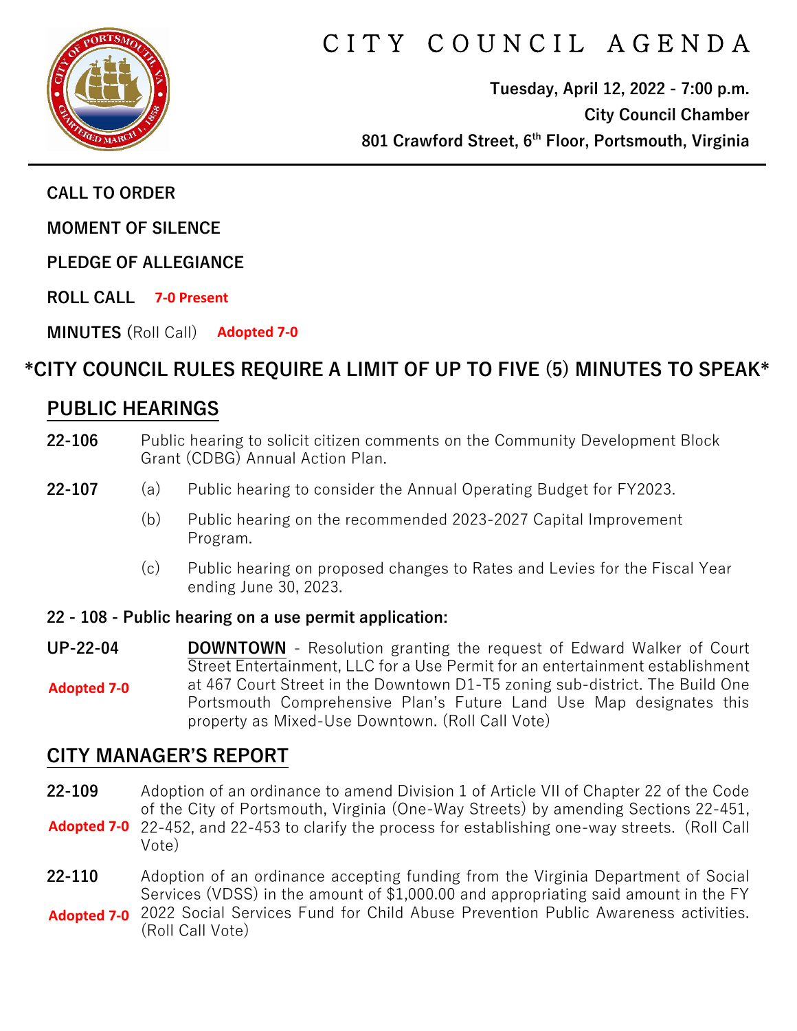# CITY COUNCIL AGENDA

**Tuesday, April 12, 2022 - 7:00 p.m.**
**City Council Chamber**
**801 Crawford Street, 6th Floor, Portsmouth, Virginia**

**CALL TO ORDER**

**MOMENT OF SILENCE**

**PLEDGE OF ALLEGIANCE**

**ROLL CALL** **7-0 Present**

**MINUTES** (Roll Call) **Adopted 7-0**

## *CITY COUNCIL RULES REQUIRE A LIMIT OF UP TO FIVE (5) MINUTES TO SPEAK*

## PUBLIC HEARINGS

**22-106** Public hearing to solicit citizen comments on the Community Development Block Grant (CDBG) Annual Action Plan.

**22-107**
- (a) Public hearing to consider the Annual Operating Budget for FY2023.
- (b) Public hearing on the recommended 2023-2027 Capital Improvement Program.
- (c) Public hearing on proposed changes to Rates and Levies for the Fiscal Year ending June 30, 2023.

**22 - 108 - Public hearing on a use permit application:**

**UP-22-04** **Adopted 7-0**
**DOWNTOWN** - Resolution granting the request of Edward Walker of Court Street Entertainment, LLC for a Use Permit for an entertainment establishment at 467 Court Street in the Downtown D1-T5 zoning sub-district. The Build One Portsmouth Comprehensive Plan's Future Land Use Map designates this property as Mixed-Use Downtown. (Roll Call Vote)

## CITY MANAGER'S REPORT

**22-109** **Adopted 7-0**
Adoption of an ordinance to amend Division 1 of Article VII of Chapter 22 of the Code of the City of Portsmouth, Virginia (One-Way Streets) by amending Sections 22-451, 22-452, and 22-453 to clarify the process for establishing one-way streets. (Roll Call Vote)

**22-110** **Adopted 7-0**
Adoption of an ordinance accepting funding from the Virginia Department of Social Services (VDSS) in the amount of $1,000.00 and appropriating said amount in the FY 2022 Social Services Fund for Child Abuse Prevention Public Awareness activities. (Roll Call Vote)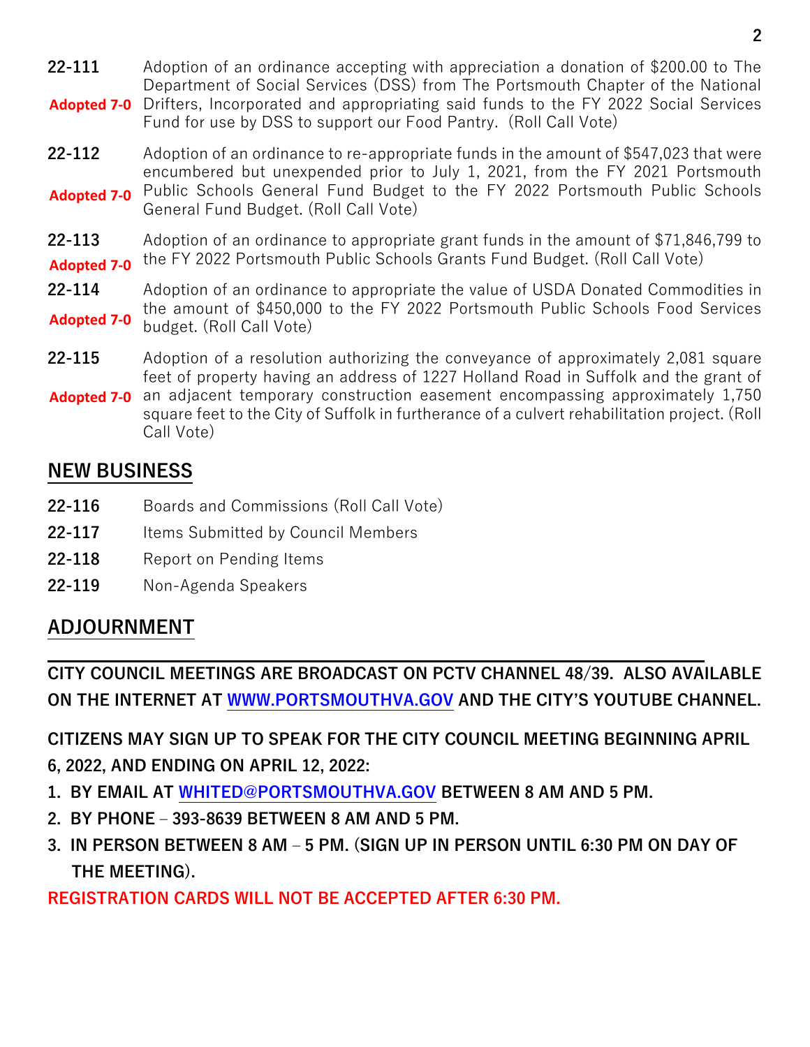**22-111** Adoption of an ordinance accepting with appreciation a donation of $200.00 to The Department of Social Services (DSS) from The Portsmouth Chapter of the National Drifters, Incorporated and appropriating said funds to the FY 2022 Social Services Fund for use by DSS to support our Food Pantry. (Roll Call Vote)

**Adopted 7-0**

**22-112** Adoption of an ordinance to re-appropriate funds in the amount of $547,023 that were encumbered but unexpended prior to July 1, 2021, from the FY 2021 Portsmouth Public Schools General Fund Budget to the FY 2022 Portsmouth Public Schools General Fund Budget. (Roll Call Vote)

**Adopted 7-0**

**22-113** Adoption of an ordinance to appropriate grant funds in the amount of $71,846,799 to the FY 2022 Portsmouth Public Schools Grants Fund Budget. (Roll Call Vote)

**Adopted 7-0**

**22-114** Adoption of an ordinance to appropriate the value of USDA Donated Commodities in the amount of $450,000 to the FY 2022 Portsmouth Public Schools Food Services budget. (Roll Call Vote)

**Adopted 7-0**

**22-115** Adoption of a resolution authorizing the conveyance of approximately 2,081 square feet of property having an address of 1227 Holland Road in Suffolk and the grant of an adjacent temporary construction easement encompassing approximately 1,750 square feet to the City of Suffolk in furtherance of a culvert rehabilitation project. (Roll Call Vote)

**Adopted 7-0**

## NEW BUSINESS

**22-116** Boards and Commissions (Roll Call Vote)

**22-117** Items Submitted by Council Members

**22-118** Report on Pending Items

**22-119** Non-Agenda Speakers

## ADJOURNMENT

---

**CITY COUNCIL MEETINGS ARE BROADCAST ON PCTV CHANNEL 48/39. ALSO AVAILABLE ON THE INTERNET AT WWW.PORTSMOUTHVA.GOV AND THE CITY'S YOUTUBE CHANNEL.**

**CITIZENS MAY SIGN UP TO SPEAK FOR THE CITY COUNCIL MEETING BEGINNING APRIL 6, 2022, AND ENDING ON APRIL 12, 2022:**

1. **BY EMAIL AT WHITED@PORTSMOUTHVA.GOV BETWEEN 8 AM AND 5 PM.**
2. **BY PHONE – 393-8639 BETWEEN 8 AM AND 5 PM.**
3. **IN PERSON BETWEEN 8 AM – 5 PM. (SIGN UP IN PERSON UNTIL 6:30 PM ON DAY OF THE MEETING).**

**REGISTRATION CARDS WILL NOT BE ACCEPTED AFTER 6:30 PM.**